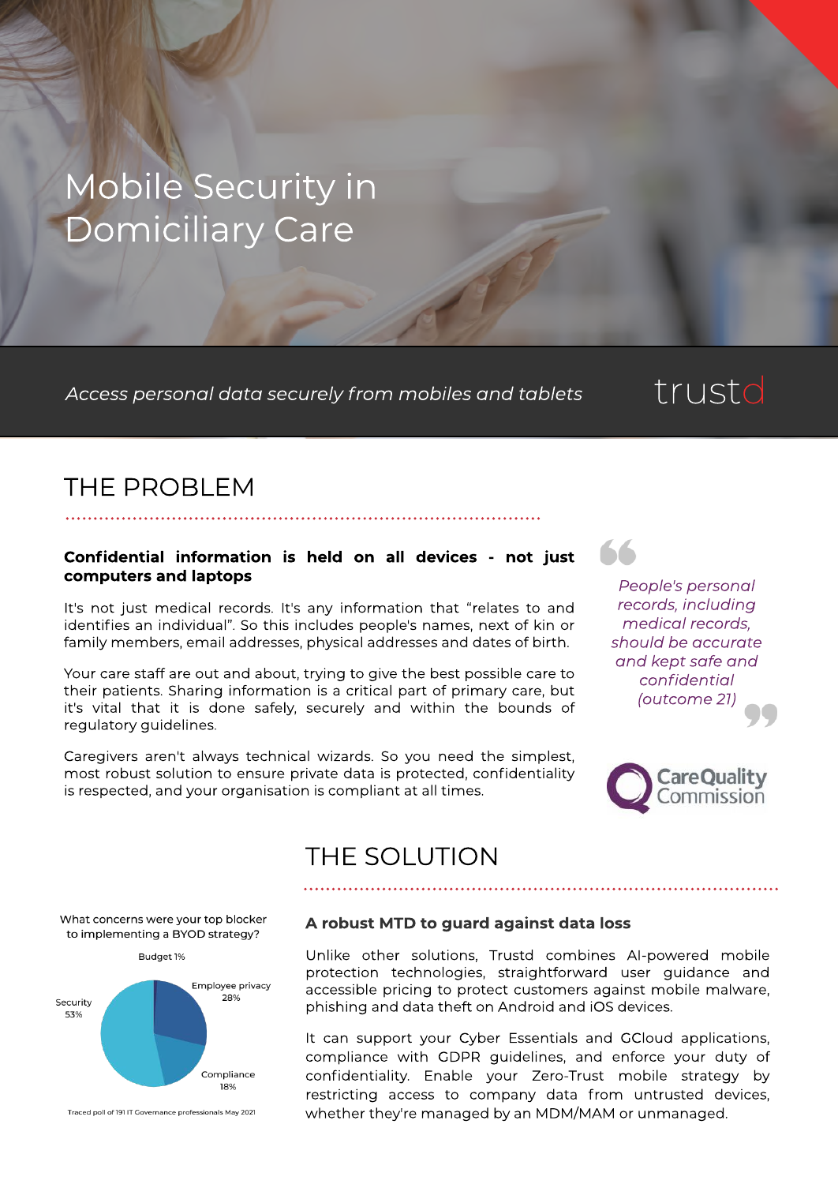# Mobile Security in Domiciliary Care

*Access personal data securely from mobiles and tablets*

trustd

## THE PROBLEM

**Confidential information is held on all devices - not just computers and laptops**

It's not just medical records. It's any information that "relates to and identifies an individual". So this includes people's names, next of kin or family members, email addresses, physical addresses and dates of birth.

Your care staff are out and about, trying to give the best possible care to their patients. Sharing information is a critical part of primary care, but it's vital that it is done safely, securely and within the bounds of regulatory guidelines.

Caregivers aren't always technical wizards. So you need the simplest, most robust solution to ensure private data is protected, confidentiality is respected, and your organisation is compliant at all times.

> *People's personal records, including medical records, should be accurate and kept safe and confidential (outcome 21)*

CareQuality Commission

## THE SOLUTION

What concerns were your top blocker to implementing a BYOD strategy?

- Budget 1%
- Employee privacy 28%
- Compliance 18%
- Security 53%

Traced poll of 191 IT Governance professionals May 2021

### A robust MTD to guard against data loss

Unlike other solutions, Trustd combines AI-powered mobile protection technologies, straightforward user guidance and accessible pricing to protect customers against mobile malware, phishing and data theft on Android and iOS devices.

It can support your Cyber Essentials and GCloud applications, compliance with GDPR guidelines, and enforce your duty of confidentiality. Enable your Zero-Trust mobile strategy by restricting access to company data from untrusted devices, whether they're managed by an MDM/MAM or unmanaged.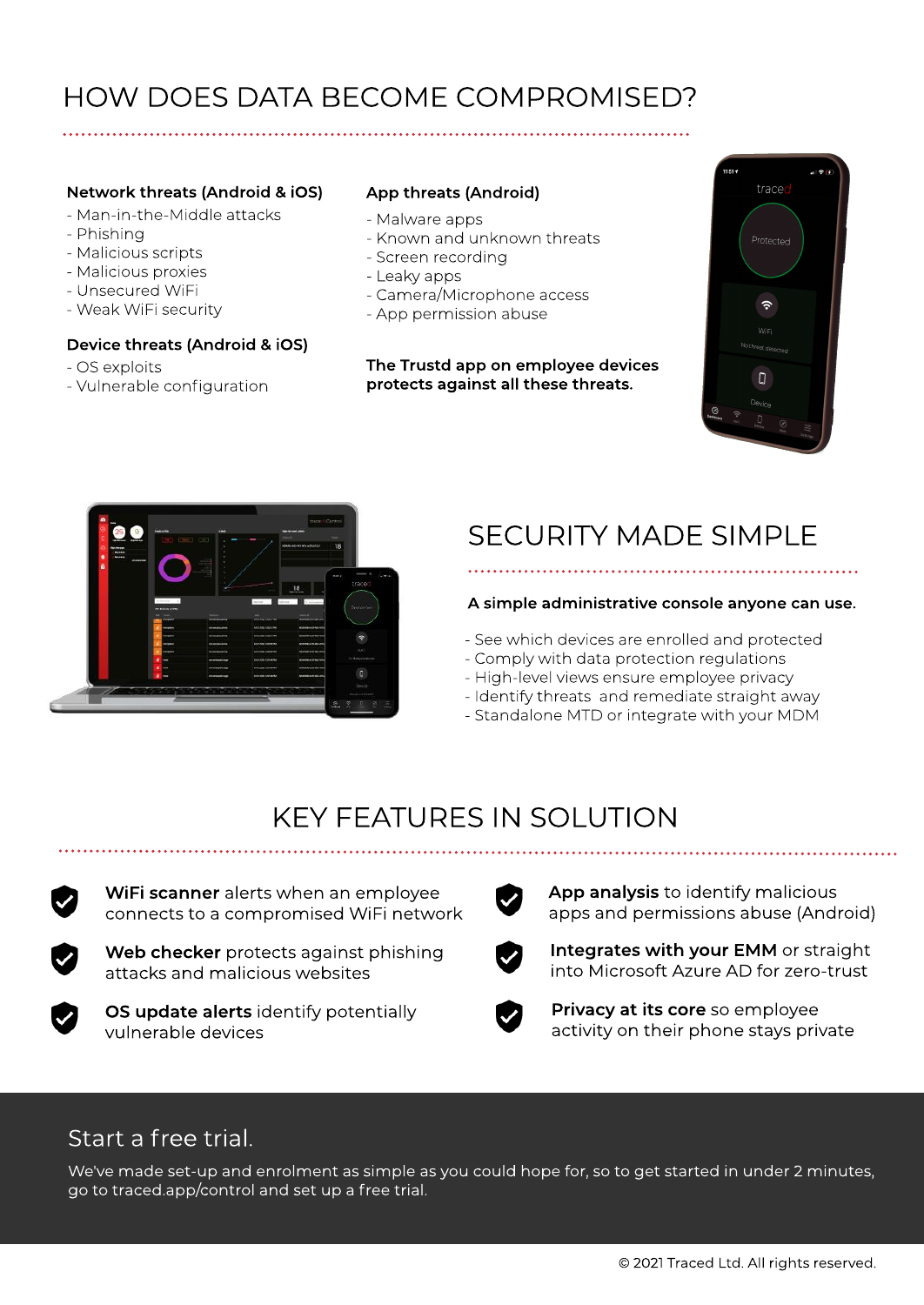# HOW DOES DATA BECOME COMPROMISED?

**Network threats (Android & iOS)**

- Man-in-the-Middle attacks
- Phishing
- Malicious scripts
- Malicious proxies
- Unsecured WiFi
- Weak WiFi security

**Device threats (Android & iOS)**

- OS exploits
- Vulnerable configuration

**App threats (Android)**

- Malware apps
- Known and unknown threats
- Screen recording
- Leaky apps
- Camera/Microphone access
- App permission abuse

**The Trustd app on employee devices protects against all these threats.**

# SECURITY MADE SIMPLE

**A simple administrative console anyone can use.**

- See which devices are enrolled and protected
- Comply with data protection regulations
- High-level views ensure employee privacy
- Identify threats and remediate straight away
- Standalone MTD or integrate with your MDM

# KEY FEATURES IN SOLUTION

- **WiFi scanner** alerts when an employee connects to a compromised WiFi network
- **Web checker** protects against phishing attacks and malicious websites
- **OS update alerts** identify potentially vulnerable devices
- **App analysis** to identify malicious apps and permissions abuse (Android)
- **Integrates with your EMM** or straight into Microsoft Azure AD for zero-trust
- **Privacy at its core** so employee activity on their phone stays private

## Start a free trial.

We've made set-up and enrolment as simple as you could hope for, so to get started in under 2 minutes, go to traced.app/control and set up a free trial.

© 2021 Traced Ltd. All rights reserved.